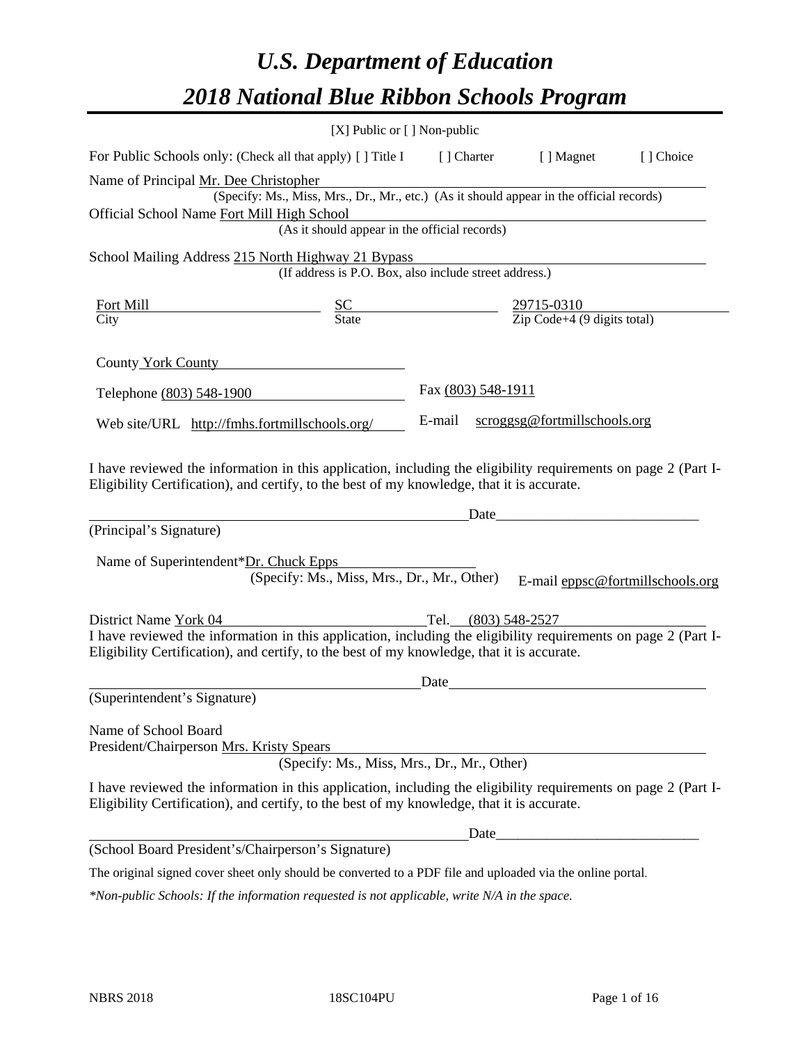# *U.S. Department of Education*
# *2018 National Blue Ribbon Schools Program*

[X] Public or [ ] Non-public

For Public Schools only: (Check all that apply) [ ] Title I [ ] Charter [ ] Magnet [ ] Choice

Name of Principal Mr. Dee Christopher
(Specify: Ms., Miss, Mrs., Dr., Mr., etc.) (As it should appear in the official records)

Official School Name Fort Mill High School
(As it should appear in the official records)

School Mailing Address 215 North Highway 21 Bypass
(If address is P.O. Box, also include street address.)

| Fort Mill | SC | 29715-0310 |
|---|---|---|
| City | State | Zip Code+4 (9 digits total) |

County York County

Telephone (803) 548-1900 Fax (803) 548-1911

Web site/URL http://fmhs.fortmillschools.org/ E-mail scroggsg@fortmillschools.org

I have reviewed the information in this application, including the eligibility requirements on page 2 (Part I-Eligibility Certification), and certify, to the best of my knowledge, that it is accurate.

\_\_\_\_\_\_\_\_\_\_\_\_\_\_\_\_\_\_\_\_\_\_\_\_\_\_\_\_\_\_\_\_\_\_\_\_\_\_\_\_ Date\_\_\_\_\_\_\_\_\_\_\_\_\_\_\_\_\_\_\_\_\_\_\_\_\_\_
(Principal's Signature)

Name of Superintendent*Dr. Chuck Epps
(Specify: Ms., Miss, Mrs., Dr., Mr., Other) E-mail eppsc@fortmillschools.org

District Name York 04 Tel. (803) 548-2527

I have reviewed the information in this application, including the eligibility requirements on page 2 (Part I-Eligibility Certification), and certify, to the best of my knowledge, that it is accurate.

\_\_\_\_\_\_\_\_\_\_\_\_\_\_\_\_\_\_\_\_\_\_\_\_\_\_\_\_\_\_\_\_\_\_\_\_\_\_\_\_ Date\_\_\_\_\_\_\_\_\_\_\_\_\_\_\_\_\_\_\_\_\_\_\_\_\_\_
(Superintendent's Signature)

Name of School Board
President/Chairperson Mrs. Kristy Spears
(Specify: Ms., Miss, Mrs., Dr., Mr., Other)

I have reviewed the information in this application, including the eligibility requirements on page 2 (Part I-Eligibility Certification), and certify, to the best of my knowledge, that it is accurate.

\_\_\_\_\_\_\_\_\_\_\_\_\_\_\_\_\_\_\_\_\_\_\_\_\_\_\_\_\_\_\_\_\_\_\_\_\_\_\_\_ Date\_\_\_\_\_\_\_\_\_\_\_\_\_\_\_\_\_\_\_\_\_\_\_\_\_\_
(School Board President's/Chairperson's Signature)

The original signed cover sheet only should be converted to a PDF file and uploaded via the online portal.

*\*Non-public Schools: If the information requested is not applicable, write N/A in the space.*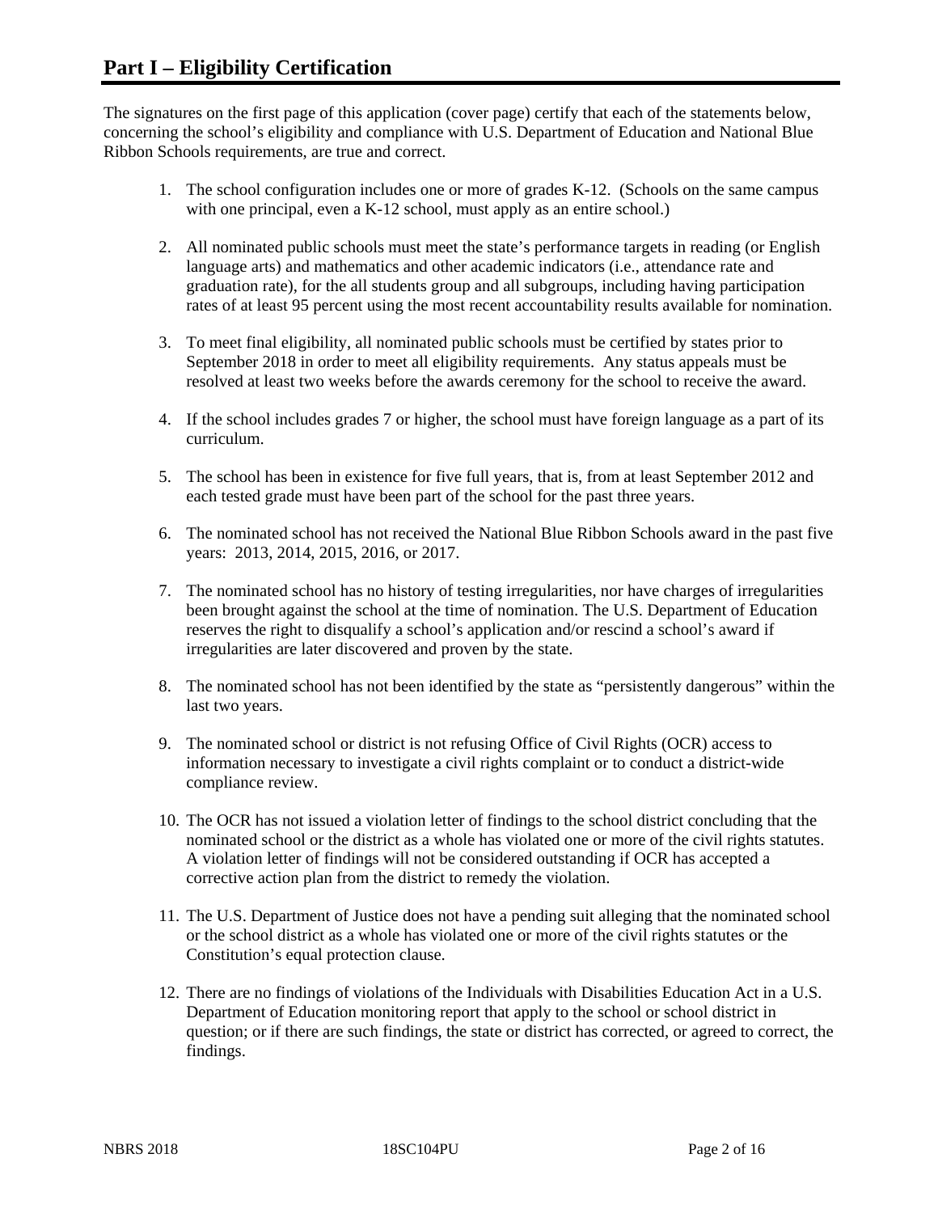# Part I – Eligibility Certification

The signatures on the first page of this application (cover page) certify that each of the statements below, concerning the school's eligibility and compliance with U.S. Department of Education and National Blue Ribbon Schools requirements, are true and correct.

1. The school configuration includes one or more of grades K-12. (Schools on the same campus with one principal, even a K-12 school, must apply as an entire school.)

2. All nominated public schools must meet the state's performance targets in reading (or English language arts) and mathematics and other academic indicators (i.e., attendance rate and graduation rate), for the all students group and all subgroups, including having participation rates of at least 95 percent using the most recent accountability results available for nomination.

3. To meet final eligibility, all nominated public schools must be certified by states prior to September 2018 in order to meet all eligibility requirements. Any status appeals must be resolved at least two weeks before the awards ceremony for the school to receive the award.

4. If the school includes grades 7 or higher, the school must have foreign language as a part of its curriculum.

5. The school has been in existence for five full years, that is, from at least September 2012 and each tested grade must have been part of the school for the past three years.

6. The nominated school has not received the National Blue Ribbon Schools award in the past five years: 2013, 2014, 2015, 2016, or 2017.

7. The nominated school has no history of testing irregularities, nor have charges of irregularities been brought against the school at the time of nomination. The U.S. Department of Education reserves the right to disqualify a school's application and/or rescind a school's award if irregularities are later discovered and proven by the state.

8. The nominated school has not been identified by the state as "persistently dangerous" within the last two years.

9. The nominated school or district is not refusing Office of Civil Rights (OCR) access to information necessary to investigate a civil rights complaint or to conduct a district-wide compliance review.

10. The OCR has not issued a violation letter of findings to the school district concluding that the nominated school or the district as a whole has violated one or more of the civil rights statutes. A violation letter of findings will not be considered outstanding if OCR has accepted a corrective action plan from the district to remedy the violation.

11. The U.S. Department of Justice does not have a pending suit alleging that the nominated school or the school district as a whole has violated one or more of the civil rights statutes or the Constitution's equal protection clause.

12. There are no findings of violations of the Individuals with Disabilities Education Act in a U.S. Department of Education monitoring report that apply to the school or school district in question; or if there are such findings, the state or district has corrected, or agreed to correct, the findings.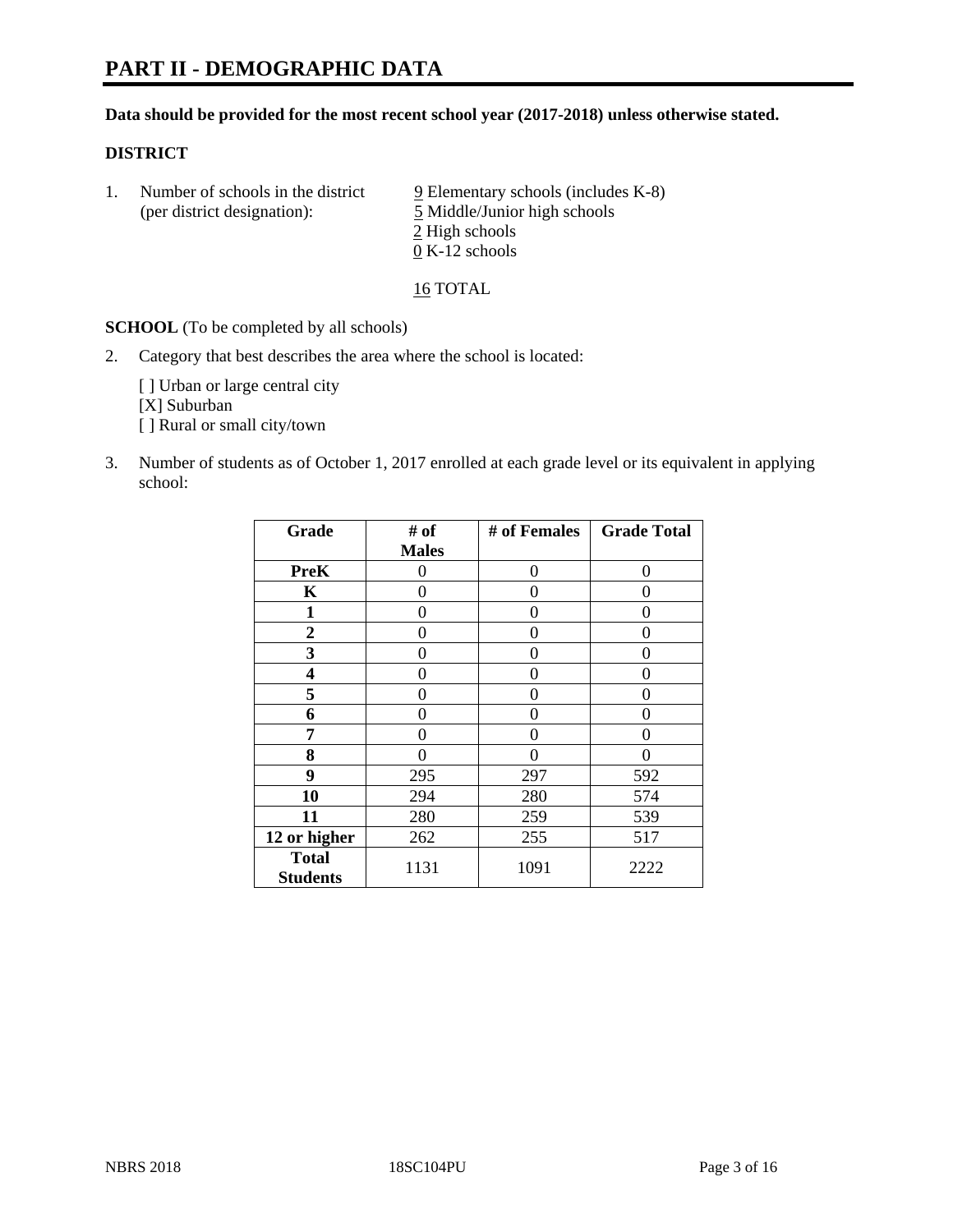# PART II - DEMOGRAPHIC DATA

**Data should be provided for the most recent school year (2017-2018) unless otherwise stated.**

**DISTRICT**

1. Number of schools in the district (per district designation):
   - 9 Elementary schools (includes K-8)
   - 5 Middle/Junior high schools
   - 2 High schools
   - 0 K-12 schools

   16 TOTAL

**SCHOOL** (To be completed by all schools)

2. Category that best describes the area where the school is located:

   [ ] Urban or large central city
   [X] Suburban
   [ ] Rural or small city/town

3. Number of students as of October 1, 2017 enrolled at each grade level or its equivalent in applying school:

| Grade | # of Males | # of Females | Grade Total |
|---|---|---|---|
| **PreK** | 0 | 0 | 0 |
| **K** | 0 | 0 | 0 |
| **1** | 0 | 0 | 0 |
| **2** | 0 | 0 | 0 |
| **3** | 0 | 0 | 0 |
| **4** | 0 | 0 | 0 |
| **5** | 0 | 0 | 0 |
| **6** | 0 | 0 | 0 |
| **7** | 0 | 0 | 0 |
| **8** | 0 | 0 | 0 |
| **9** | 295 | 297 | 592 |
| **10** | 294 | 280 | 574 |
| **11** | 280 | 259 | 539 |
| **12 or higher** | 262 | 255 | 517 |
| **Total Students** | 1131 | 1091 | 2222 |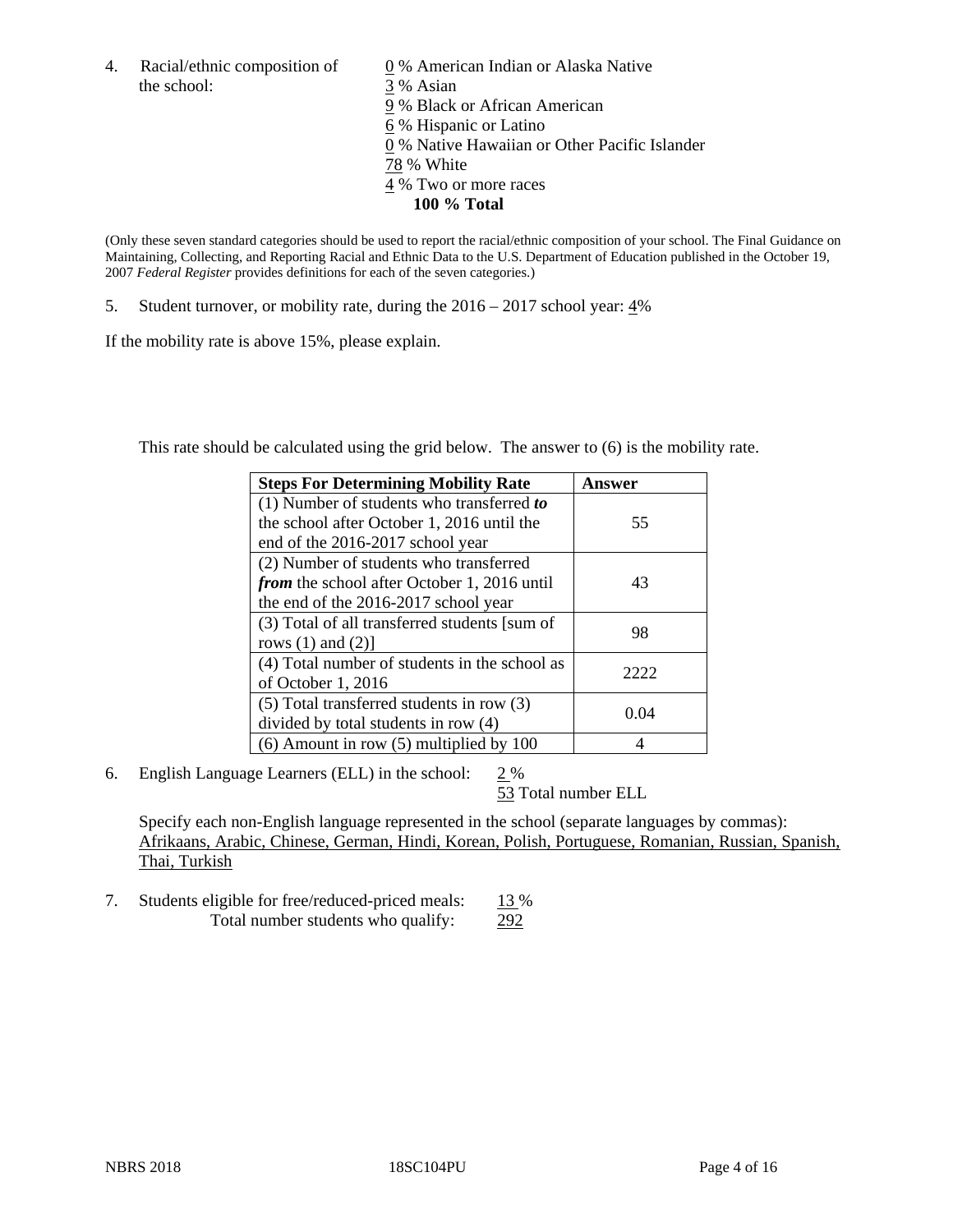4. Racial/ethnic composition of the school:

0 % American Indian or Alaska Native
3 % Asian
9 % Black or African American
6 % Hispanic or Latino
0 % Native Hawaiian or Other Pacific Islander
78 % White
4 % Two or more races
**100 % Total**

(Only these seven standard categories should be used to report the racial/ethnic composition of your school. The Final Guidance on Maintaining, Collecting, and Reporting Racial and Ethnic Data to the U.S. Department of Education published in the October 19, 2007 *Federal Register* provides definitions for each of the seven categories.)

5. Student turnover, or mobility rate, during the 2016 – 2017 school year: 4%

If the mobility rate is above 15%, please explain.

This rate should be calculated using the grid below. The answer to (6) is the mobility rate.

| **Steps For Determining Mobility Rate** | **Answer** |
|---|---|
| (1) Number of students who transferred ***to*** the school after October 1, 2016 until the end of the 2016-2017 school year | 55 |
| (2) Number of students who transferred ***from*** the school after October 1, 2016 until the end of the 2016-2017 school year | 43 |
| (3) Total of all transferred students [sum of rows (1) and (2)] | 98 |
| (4) Total number of students in the school as of October 1, 2016 | 2222 |
| (5) Total transferred students in row (3) divided by total students in row (4) | 0.04 |
| (6) Amount in row (5) multiplied by 100 | 4 |

6. English Language Learners (ELL) in the school: 2 %
53 Total number ELL

Specify each non-English language represented in the school (separate languages by commas):
Afrikaans, Arabic, Chinese, German, Hindi, Korean, Polish, Portuguese, Romanian, Russian, Spanish, Thai, Turkish

7. Students eligible for free/reduced-priced meals: 13 %
Total number students who qualify: 292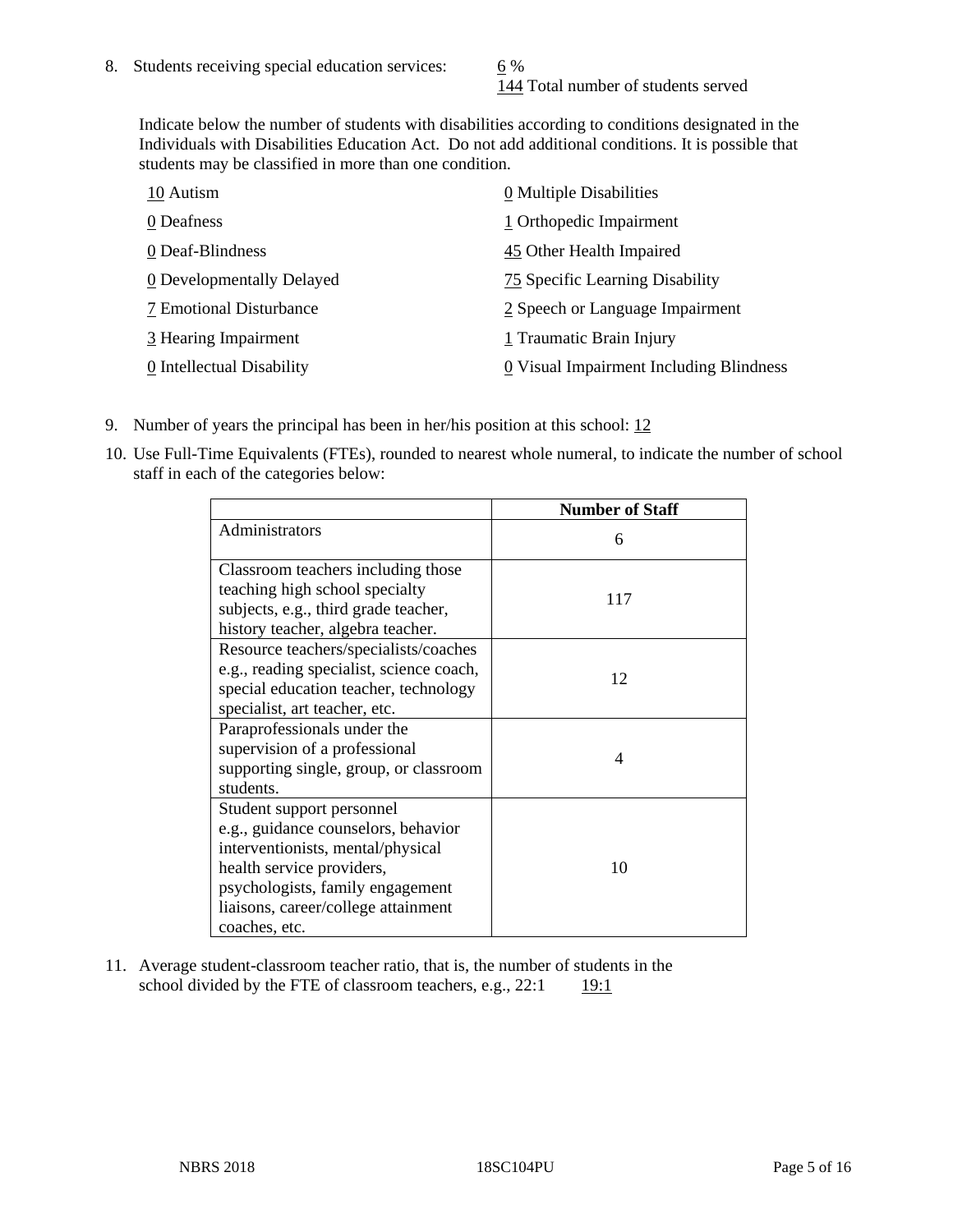8. Students receiving special education services: 6 %
   144 Total number of students served

   Indicate below the number of students with disabilities according to conditions designated in the Individuals with Disabilities Education Act. Do not add additional conditions. It is possible that students may be classified in more than one condition.

   | | |
   |---|---|
   | 10 Autism | 0 Multiple Disabilities |
   | 0 Deafness | 1 Orthopedic Impairment |
   | 0 Deaf-Blindness | 45 Other Health Impaired |
   | 0 Developmentally Delayed | 75 Specific Learning Disability |
   | 7 Emotional Disturbance | 2 Speech or Language Impairment |
   | 3 Hearing Impairment | 1 Traumatic Brain Injury |
   | 0 Intellectual Disability | 0 Visual Impairment Including Blindness |

9. Number of years the principal has been in her/his position at this school: 12

10. Use Full-Time Equivalents (FTEs), rounded to nearest whole numeral, to indicate the number of school staff in each of the categories below:

| | Number of Staff |
|---|---|
| Administrators | 6 |
| Classroom teachers including those teaching high school specialty subjects, e.g., third grade teacher, history teacher, algebra teacher. | 117 |
| Resource teachers/specialists/coaches e.g., reading specialist, science coach, special education teacher, technology specialist, art teacher, etc. | 12 |
| Paraprofessionals under the supervision of a professional supporting single, group, or classroom students. | 4 |
| Student support personnel e.g., guidance counselors, behavior interventionists, mental/physical health service providers, psychologists, family engagement liaisons, career/college attainment coaches, etc. | 10 |

11. Average student-classroom teacher ratio, that is, the number of students in the school divided by the FTE of classroom teachers, e.g., 22:1 19:1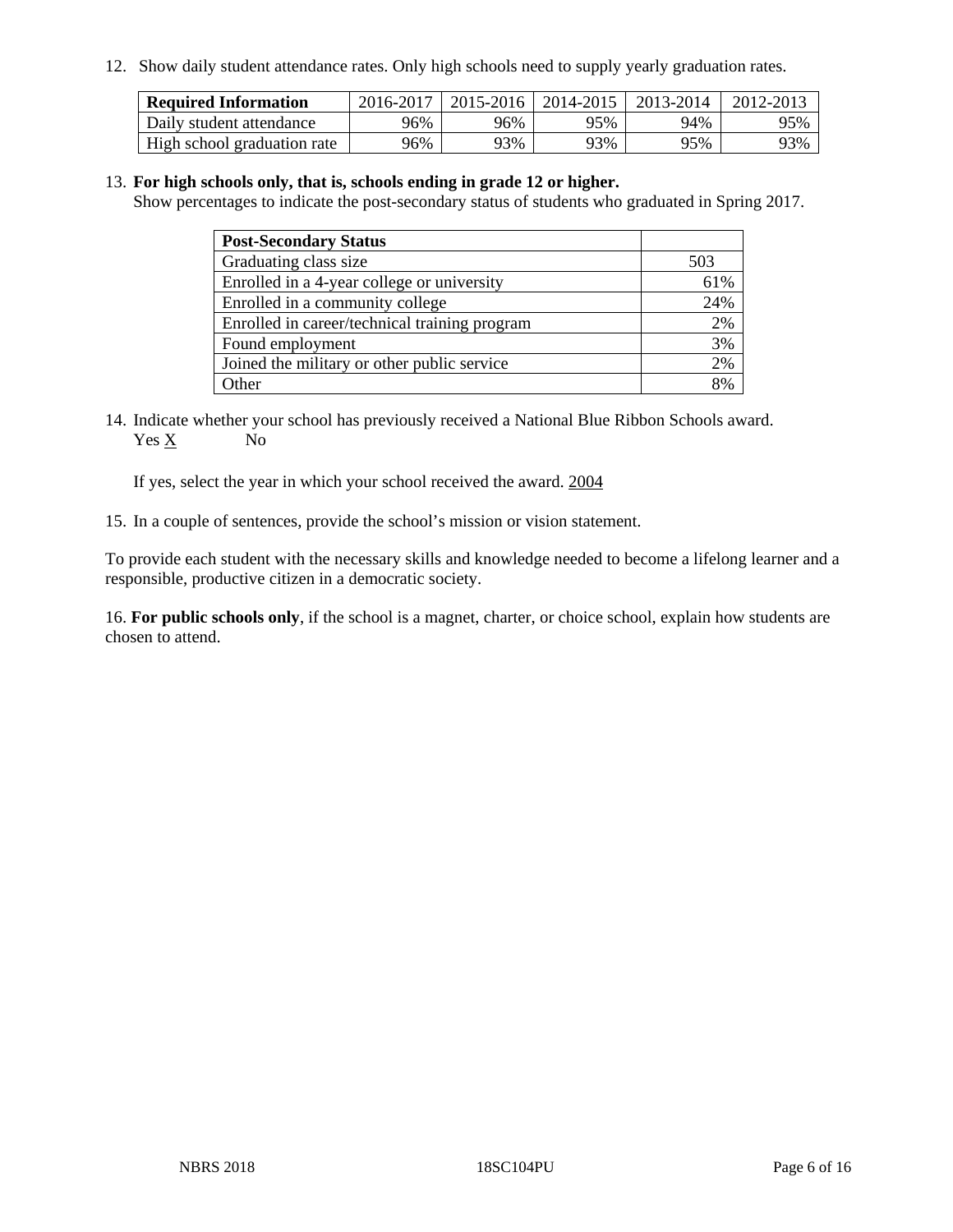12. Show daily student attendance rates. Only high schools need to supply yearly graduation rates.

| Required Information | 2016-2017 | 2015-2016 | 2014-2015 | 2013-2014 | 2012-2013 |
|---|---|---|---|---|---|
| Daily student attendance | 96% | 96% | 95% | 94% | 95% |
| High school graduation rate | 96% | 93% | 93% | 95% | 93% |

13. **For high schools only, that is, schools ending in grade 12 or higher.**
Show percentages to indicate the post-secondary status of students who graduated in Spring 2017.

| Post-Secondary Status | |
|---|---|
| Graduating class size | 503 |
| Enrolled in a 4-year college or university | 61% |
| Enrolled in a community college | 24% |
| Enrolled in career/technical training program | 2% |
| Found employment | 3% |
| Joined the military or other public service | 2% |
| Other | 8% |

14. Indicate whether your school has previously received a National Blue Ribbon Schools award.
Yes X No

If yes, select the year in which your school received the award. 2004

15. In a couple of sentences, provide the school's mission or vision statement.

To provide each student with the necessary skills and knowledge needed to become a lifelong learner and a responsible, productive citizen in a democratic society.

16. **For public schools only**, if the school is a magnet, charter, or choice school, explain how students are chosen to attend.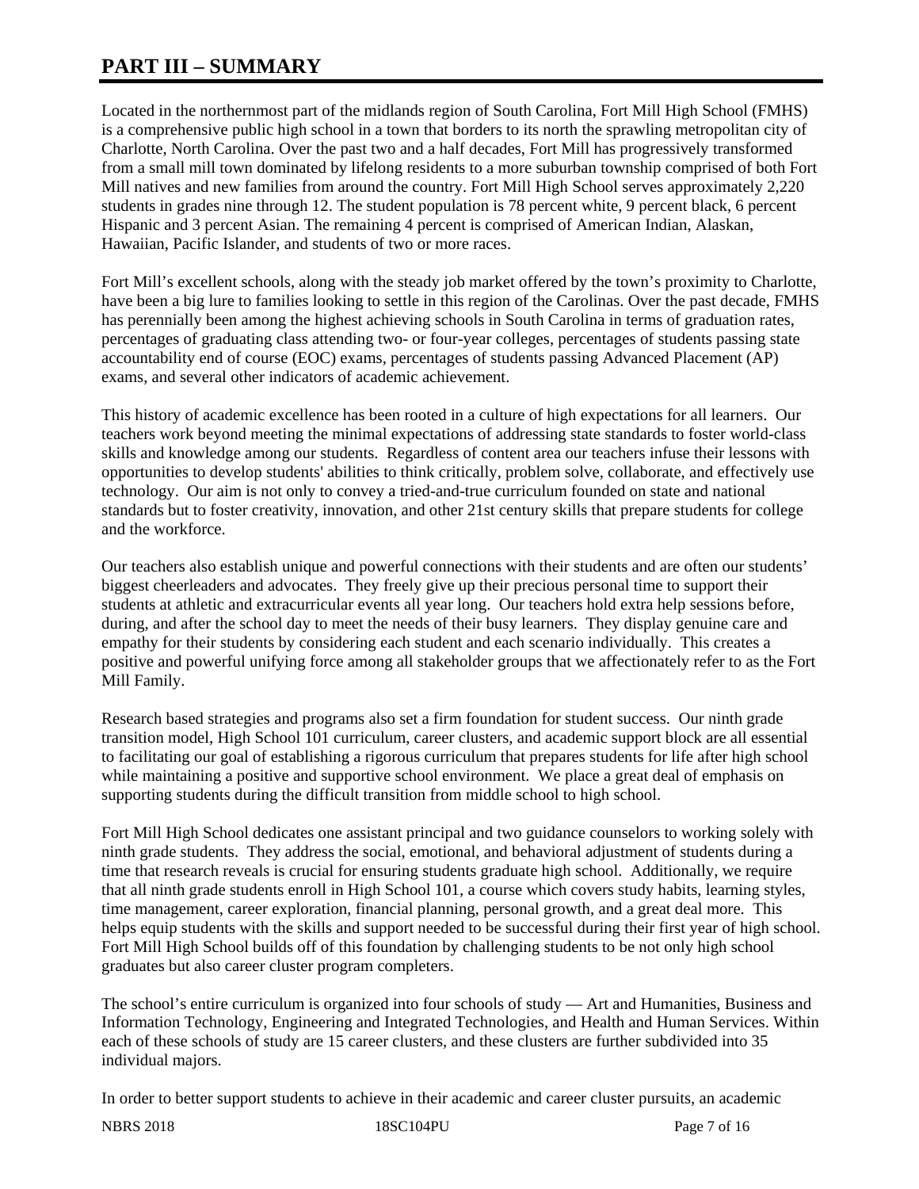# PART III – SUMMARY

Located in the northernmost part of the midlands region of South Carolina, Fort Mill High School (FMHS) is a comprehensive public high school in a town that borders to its north the sprawling metropolitan city of Charlotte, North Carolina. Over the past two and a half decades, Fort Mill has progressively transformed from a small mill town dominated by lifelong residents to a more suburban township comprised of both Fort Mill natives and new families from around the country. Fort Mill High School serves approximately 2,220 students in grades nine through 12. The student population is 78 percent white, 9 percent black, 6 percent Hispanic and 3 percent Asian. The remaining 4 percent is comprised of American Indian, Alaskan, Hawaiian, Pacific Islander, and students of two or more races.

Fort Mill's excellent schools, along with the steady job market offered by the town's proximity to Charlotte, have been a big lure to families looking to settle in this region of the Carolinas. Over the past decade, FMHS has perennially been among the highest achieving schools in South Carolina in terms of graduation rates, percentages of graduating class attending two- or four-year colleges, percentages of students passing state accountability end of course (EOC) exams, percentages of students passing Advanced Placement (AP) exams, and several other indicators of academic achievement.

This history of academic excellence has been rooted in a culture of high expectations for all learners. Our teachers work beyond meeting the minimal expectations of addressing state standards to foster world-class skills and knowledge among our students. Regardless of content area our teachers infuse their lessons with opportunities to develop students' abilities to think critically, problem solve, collaborate, and effectively use technology. Our aim is not only to convey a tried-and-true curriculum founded on state and national standards but to foster creativity, innovation, and other 21st century skills that prepare students for college and the workforce.

Our teachers also establish unique and powerful connections with their students and are often our students' biggest cheerleaders and advocates. They freely give up their precious personal time to support their students at athletic and extracurricular events all year long. Our teachers hold extra help sessions before, during, and after the school day to meet the needs of their busy learners. They display genuine care and empathy for their students by considering each student and each scenario individually. This creates a positive and powerful unifying force among all stakeholder groups that we affectionately refer to as the Fort Mill Family.

Research based strategies and programs also set a firm foundation for student success. Our ninth grade transition model, High School 101 curriculum, career clusters, and academic support block are all essential to facilitating our goal of establishing a rigorous curriculum that prepares students for life after high school while maintaining a positive and supportive school environment. We place a great deal of emphasis on supporting students during the difficult transition from middle school to high school.

Fort Mill High School dedicates one assistant principal and two guidance counselors to working solely with ninth grade students. They address the social, emotional, and behavioral adjustment of students during a time that research reveals is crucial for ensuring students graduate high school. Additionally, we require that all ninth grade students enroll in High School 101, a course which covers study habits, learning styles, time management, career exploration, financial planning, personal growth, and a great deal more. This helps equip students with the skills and support needed to be successful during their first year of high school. Fort Mill High School builds off of this foundation by challenging students to be not only high school graduates but also career cluster program completers.

The school's entire curriculum is organized into four schools of study — Art and Humanities, Business and Information Technology, Engineering and Integrated Technologies, and Health and Human Services. Within each of these schools of study are 15 career clusters, and these clusters are further subdivided into 35 individual majors.

In order to better support students to achieve in their academic and career cluster pursuits, an academic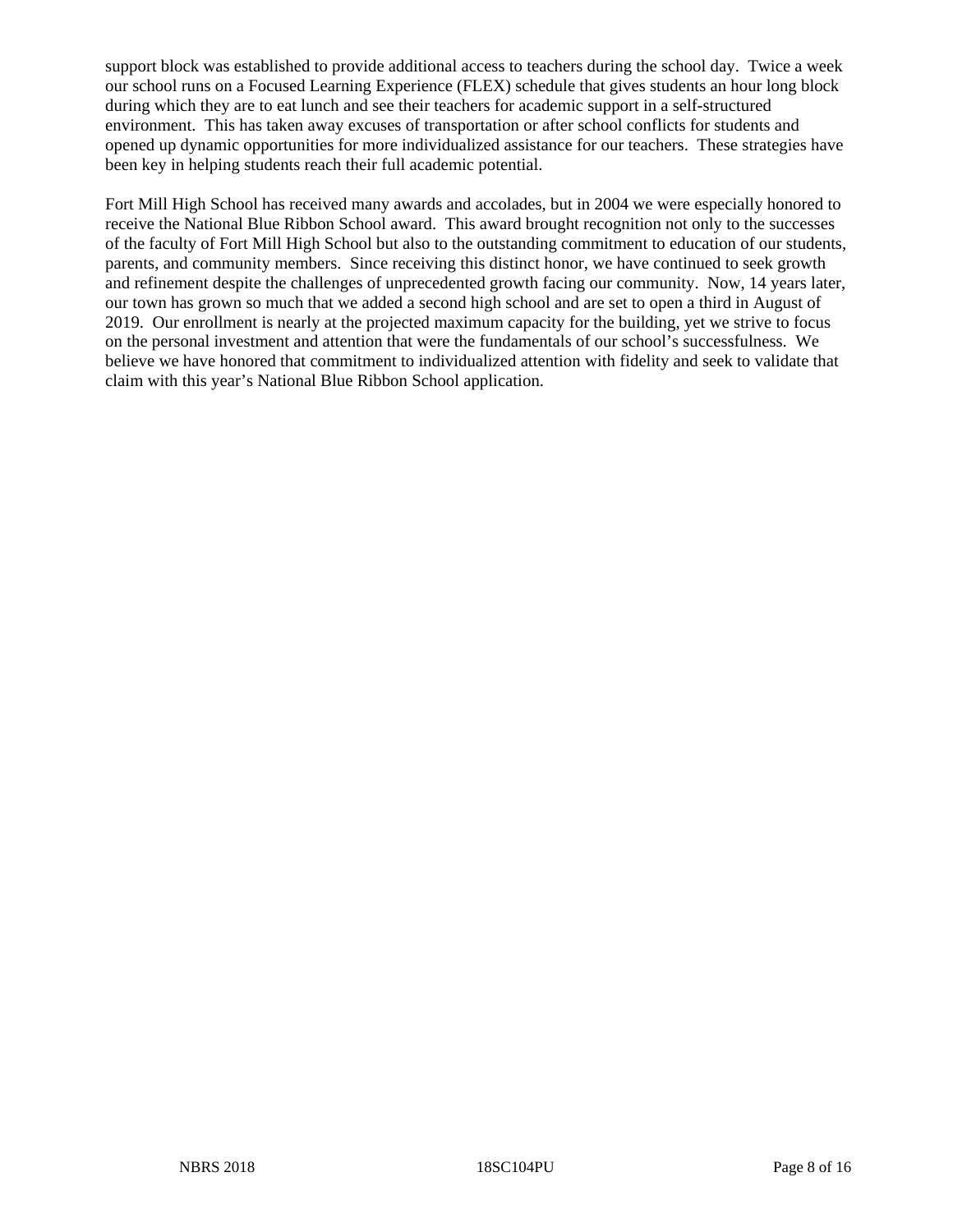support block was established to provide additional access to teachers during the school day.  Twice a week our school runs on a Focused Learning Experience (FLEX) schedule that gives students an hour long block during which they are to eat lunch and see their teachers for academic support in a self-structured environment.  This has taken away excuses of transportation or after school conflicts for students and opened up dynamic opportunities for more individualized assistance for our teachers.  These strategies have been key in helping students reach their full academic potential.

Fort Mill High School has received many awards and accolades, but in 2004 we were especially honored to receive the National Blue Ribbon School award.  This award brought recognition not only to the successes of the faculty of Fort Mill High School but also to the outstanding commitment to education of our students, parents, and community members.  Since receiving this distinct honor, we have continued to seek growth and refinement despite the challenges of unprecedented growth facing our community.  Now, 14 years later, our town has grown so much that we added a second high school and are set to open a third in August of 2019.  Our enrollment is nearly at the projected maximum capacity for the building, yet we strive to focus on the personal investment and attention that were the fundamentals of our school's successfulness.  We believe we have honored that commitment to individualized attention with fidelity and seek to validate that claim with this year's National Blue Ribbon School application.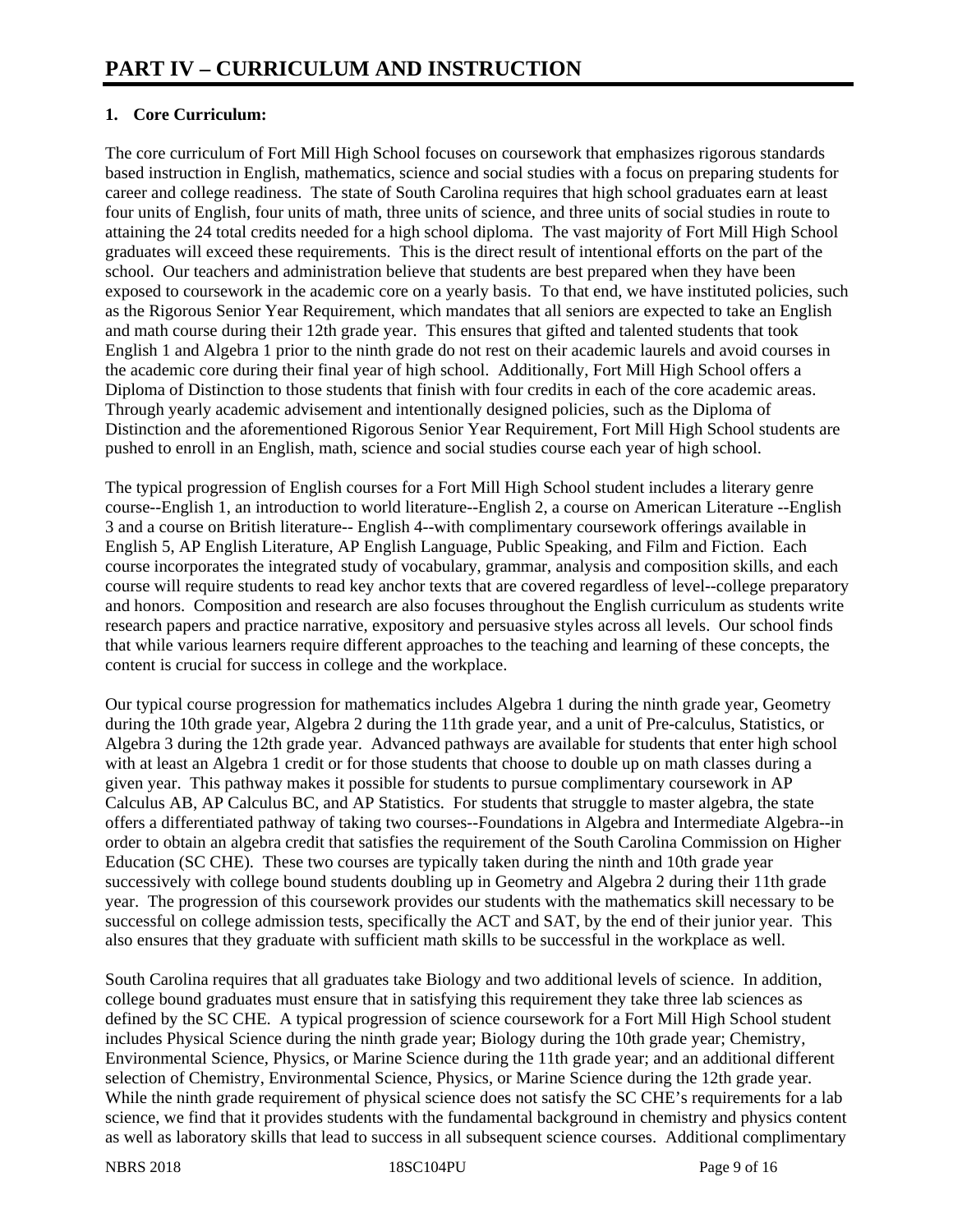# PART IV – CURRICULUM AND INSTRUCTION

## 1. Core Curriculum:

The core curriculum of Fort Mill High School focuses on coursework that emphasizes rigorous standards based instruction in English, mathematics, science and social studies with a focus on preparing students for career and college readiness. The state of South Carolina requires that high school graduates earn at least four units of English, four units of math, three units of science, and three units of social studies in route to attaining the 24 total credits needed for a high school diploma. The vast majority of Fort Mill High School graduates will exceed these requirements. This is the direct result of intentional efforts on the part of the school. Our teachers and administration believe that students are best prepared when they have been exposed to coursework in the academic core on a yearly basis. To that end, we have instituted policies, such as the Rigorous Senior Year Requirement, which mandates that all seniors are expected to take an English and math course during their 12th grade year. This ensures that gifted and talented students that took English 1 and Algebra 1 prior to the ninth grade do not rest on their academic laurels and avoid courses in the academic core during their final year of high school. Additionally, Fort Mill High School offers a Diploma of Distinction to those students that finish with four credits in each of the core academic areas. Through yearly academic advisement and intentionally designed policies, such as the Diploma of Distinction and the aforementioned Rigorous Senior Year Requirement, Fort Mill High School students are pushed to enroll in an English, math, science and social studies course each year of high school.

The typical progression of English courses for a Fort Mill High School student includes a literary genre course--English 1, an introduction to world literature--English 2, a course on American Literature --English 3 and a course on British literature-- English 4--with complimentary coursework offerings available in English 5, AP English Literature, AP English Language, Public Speaking, and Film and Fiction. Each course incorporates the integrated study of vocabulary, grammar, analysis and composition skills, and each course will require students to read key anchor texts that are covered regardless of level--college preparatory and honors. Composition and research are also focuses throughout the English curriculum as students write research papers and practice narrative, expository and persuasive styles across all levels. Our school finds that while various learners require different approaches to the teaching and learning of these concepts, the content is crucial for success in college and the workplace.

Our typical course progression for mathematics includes Algebra 1 during the ninth grade year, Geometry during the 10th grade year, Algebra 2 during the 11th grade year, and a unit of Pre-calculus, Statistics, or Algebra 3 during the 12th grade year. Advanced pathways are available for students that enter high school with at least an Algebra 1 credit or for those students that choose to double up on math classes during a given year. This pathway makes it possible for students to pursue complimentary coursework in AP Calculus AB, AP Calculus BC, and AP Statistics. For students that struggle to master algebra, the state offers a differentiated pathway of taking two courses--Foundations in Algebra and Intermediate Algebra--in order to obtain an algebra credit that satisfies the requirement of the South Carolina Commission on Higher Education (SC CHE). These two courses are typically taken during the ninth and 10th grade year successively with college bound students doubling up in Geometry and Algebra 2 during their 11th grade year. The progression of this coursework provides our students with the mathematics skill necessary to be successful on college admission tests, specifically the ACT and SAT, by the end of their junior year. This also ensures that they graduate with sufficient math skills to be successful in the workplace as well.

South Carolina requires that all graduates take Biology and two additional levels of science. In addition, college bound graduates must ensure that in satisfying this requirement they take three lab sciences as defined by the SC CHE. A typical progression of science coursework for a Fort Mill High School student includes Physical Science during the ninth grade year; Biology during the 10th grade year; Chemistry, Environmental Science, Physics, or Marine Science during the 11th grade year; and an additional different selection of Chemistry, Environmental Science, Physics, or Marine Science during the 12th grade year. While the ninth grade requirement of physical science does not satisfy the SC CHE's requirements for a lab science, we find that it provides students with the fundamental background in chemistry and physics content as well as laboratory skills that lead to success in all subsequent science courses. Additional complimentary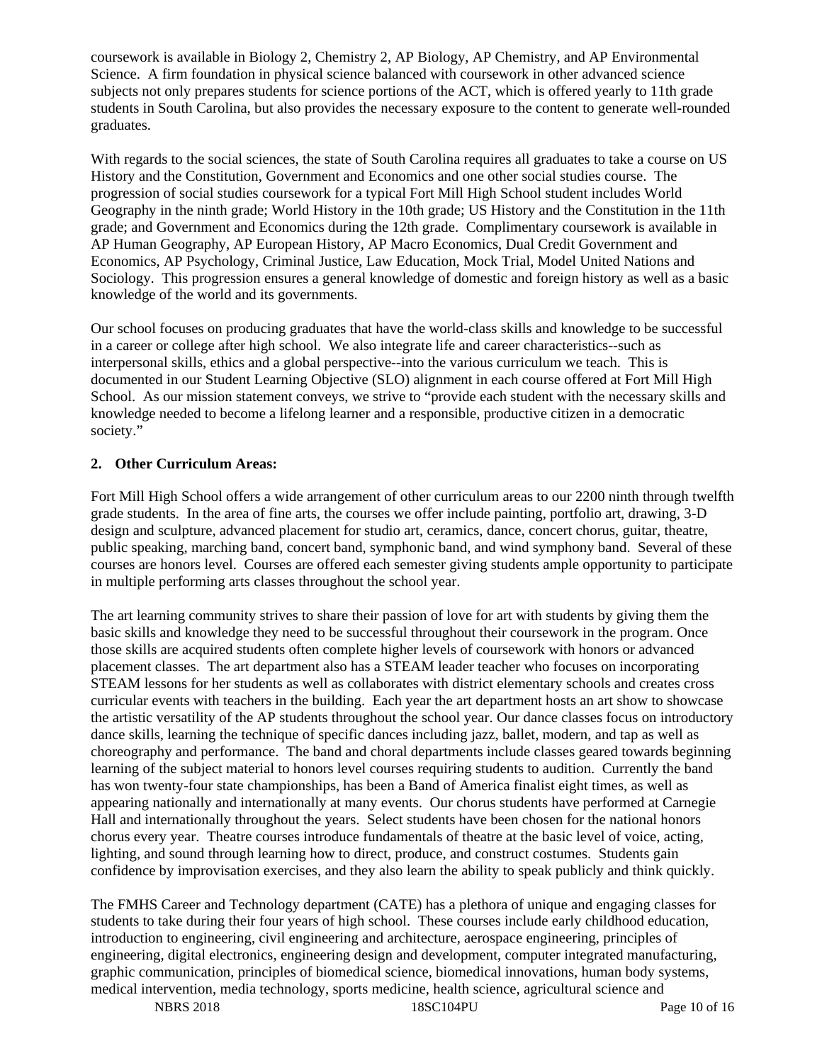coursework is available in Biology 2, Chemistry 2, AP Biology, AP Chemistry, and AP Environmental Science. A firm foundation in physical science balanced with coursework in other advanced science subjects not only prepares students for science portions of the ACT, which is offered yearly to 11th grade students in South Carolina, but also provides the necessary exposure to the content to generate well-rounded graduates.

With regards to the social sciences, the state of South Carolina requires all graduates to take a course on US History and the Constitution, Government and Economics and one other social studies course. The progression of social studies coursework for a typical Fort Mill High School student includes World Geography in the ninth grade; World History in the 10th grade; US History and the Constitution in the 11th grade; and Government and Economics during the 12th grade. Complimentary coursework is available in AP Human Geography, AP European History, AP Macro Economics, Dual Credit Government and Economics, AP Psychology, Criminal Justice, Law Education, Mock Trial, Model United Nations and Sociology. This progression ensures a general knowledge of domestic and foreign history as well as a basic knowledge of the world and its governments.

Our school focuses on producing graduates that have the world-class skills and knowledge to be successful in a career or college after high school. We also integrate life and career characteristics--such as interpersonal skills, ethics and a global perspective--into the various curriculum we teach. This is documented in our Student Learning Objective (SLO) alignment in each course offered at Fort Mill High School. As our mission statement conveys, we strive to "provide each student with the necessary skills and knowledge needed to become a lifelong learner and a responsible, productive citizen in a democratic society."

**2. Other Curriculum Areas:**

Fort Mill High School offers a wide arrangement of other curriculum areas to our 2200 ninth through twelfth grade students. In the area of fine arts, the courses we offer include painting, portfolio art, drawing, 3-D design and sculpture, advanced placement for studio art, ceramics, dance, concert chorus, guitar, theatre, public speaking, marching band, concert band, symphonic band, and wind symphony band. Several of these courses are honors level. Courses are offered each semester giving students ample opportunity to participate in multiple performing arts classes throughout the school year.

The art learning community strives to share their passion of love for art with students by giving them the basic skills and knowledge they need to be successful throughout their coursework in the program. Once those skills are acquired students often complete higher levels of coursework with honors or advanced placement classes. The art department also has a STEAM leader teacher who focuses on incorporating STEAM lessons for her students as well as collaborates with district elementary schools and creates cross curricular events with teachers in the building. Each year the art department hosts an art show to showcase the artistic versatility of the AP students throughout the school year. Our dance classes focus on introductory dance skills, learning the technique of specific dances including jazz, ballet, modern, and tap as well as choreography and performance. The band and choral departments include classes geared towards beginning learning of the subject material to honors level courses requiring students to audition. Currently the band has won twenty-four state championships, has been a Band of America finalist eight times, as well as appearing nationally and internationally at many events. Our chorus students have performed at Carnegie Hall and internationally throughout the years. Select students have been chosen for the national honors chorus every year. Theatre courses introduce fundamentals of theatre at the basic level of voice, acting, lighting, and sound through learning how to direct, produce, and construct costumes. Students gain confidence by improvisation exercises, and they also learn the ability to speak publicly and think quickly.

The FMHS Career and Technology department (CATE) has a plethora of unique and engaging classes for students to take during their four years of high school. These courses include early childhood education, introduction to engineering, civil engineering and architecture, aerospace engineering, principles of engineering, digital electronics, engineering design and development, computer integrated manufacturing, graphic communication, principles of biomedical science, biomedical innovations, human body systems, medical intervention, media technology, sports medicine, health science, agricultural science and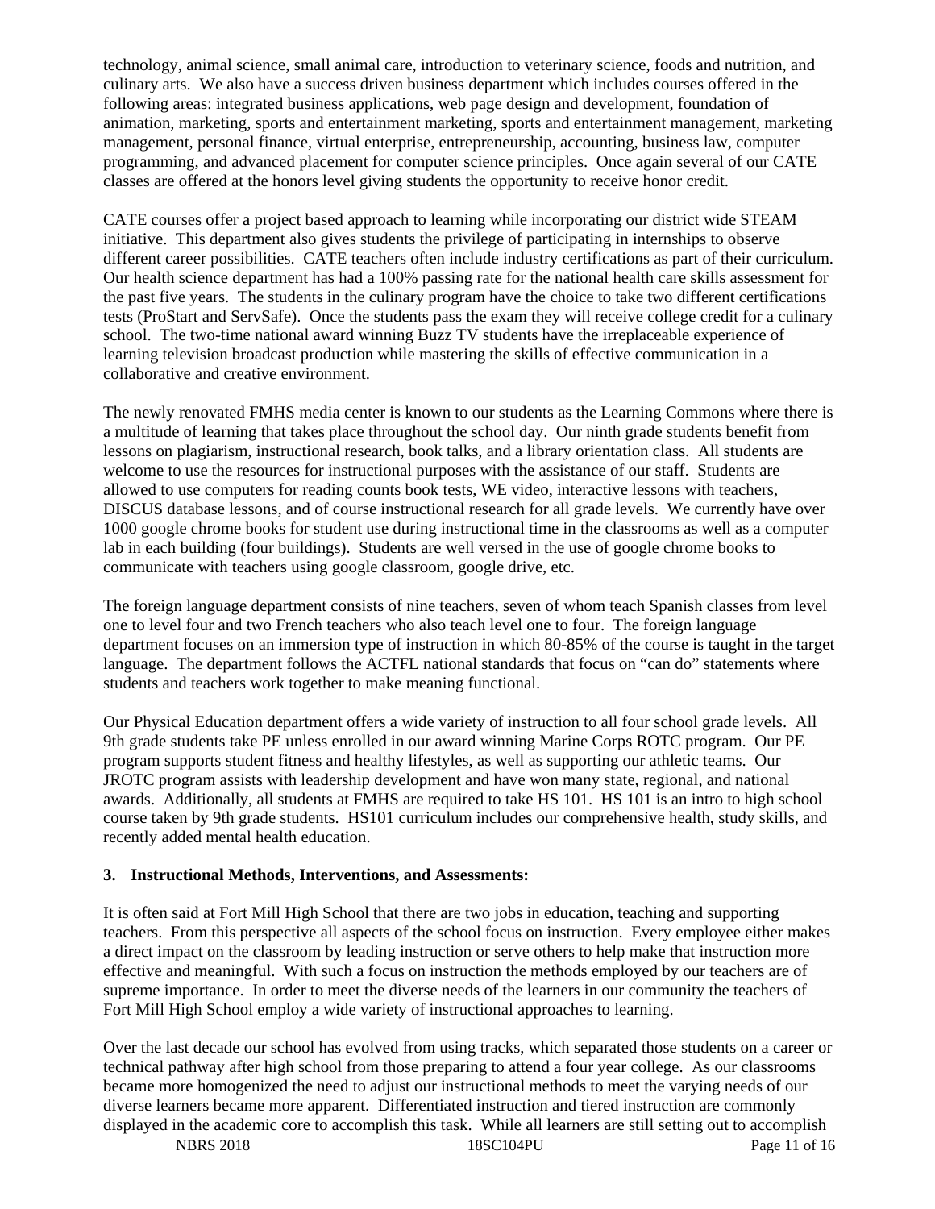technology, animal science, small animal care, introduction to veterinary science, foods and nutrition, and culinary arts. We also have a success driven business department which includes courses offered in the following areas: integrated business applications, web page design and development, foundation of animation, marketing, sports and entertainment marketing, sports and entertainment management, marketing management, personal finance, virtual enterprise, entrepreneurship, accounting, business law, computer programming, and advanced placement for computer science principles. Once again several of our CATE classes are offered at the honors level giving students the opportunity to receive honor credit.

CATE courses offer a project based approach to learning while incorporating our district wide STEAM initiative. This department also gives students the privilege of participating in internships to observe different career possibilities. CATE teachers often include industry certifications as part of their curriculum. Our health science department has had a 100% passing rate for the national health care skills assessment for the past five years. The students in the culinary program have the choice to take two different certifications tests (ProStart and ServSafe). Once the students pass the exam they will receive college credit for a culinary school. The two-time national award winning Buzz TV students have the irreplaceable experience of learning television broadcast production while mastering the skills of effective communication in a collaborative and creative environment.

The newly renovated FMHS media center is known to our students as the Learning Commons where there is a multitude of learning that takes place throughout the school day. Our ninth grade students benefit from lessons on plagiarism, instructional research, book talks, and a library orientation class. All students are welcome to use the resources for instructional purposes with the assistance of our staff. Students are allowed to use computers for reading counts book tests, WE video, interactive lessons with teachers, DISCUS database lessons, and of course instructional research for all grade levels. We currently have over 1000 google chrome books for student use during instructional time in the classrooms as well as a computer lab in each building (four buildings). Students are well versed in the use of google chrome books to communicate with teachers using google classroom, google drive, etc.

The foreign language department consists of nine teachers, seven of whom teach Spanish classes from level one to level four and two French teachers who also teach level one to four. The foreign language department focuses on an immersion type of instruction in which 80-85% of the course is taught in the target language. The department follows the ACTFL national standards that focus on "can do" statements where students and teachers work together to make meaning functional.

Our Physical Education department offers a wide variety of instruction to all four school grade levels. All 9th grade students take PE unless enrolled in our award winning Marine Corps ROTC program. Our PE program supports student fitness and healthy lifestyles, as well as supporting our athletic teams. Our JROTC program assists with leadership development and have won many state, regional, and national awards. Additionally, all students at FMHS are required to take HS 101. HS 101 is an intro to high school course taken by 9th grade students. HS101 curriculum includes our comprehensive health, study skills, and recently added mental health education.

### 3. Instructional Methods, Interventions, and Assessments:

It is often said at Fort Mill High School that there are two jobs in education, teaching and supporting teachers. From this perspective all aspects of the school focus on instruction. Every employee either makes a direct impact on the classroom by leading instruction or serve others to help make that instruction more effective and meaningful. With such a focus on instruction the methods employed by our teachers are of supreme importance. In order to meet the diverse needs of the learners in our community the teachers of Fort Mill High School employ a wide variety of instructional approaches to learning.

Over the last decade our school has evolved from using tracks, which separated those students on a career or technical pathway after high school from those preparing to attend a four year college. As our classrooms became more homogenized the need to adjust our instructional methods to meet the varying needs of our diverse learners became more apparent. Differentiated instruction and tiered instruction are commonly displayed in the academic core to accomplish this task. While all learners are still setting out to accomplish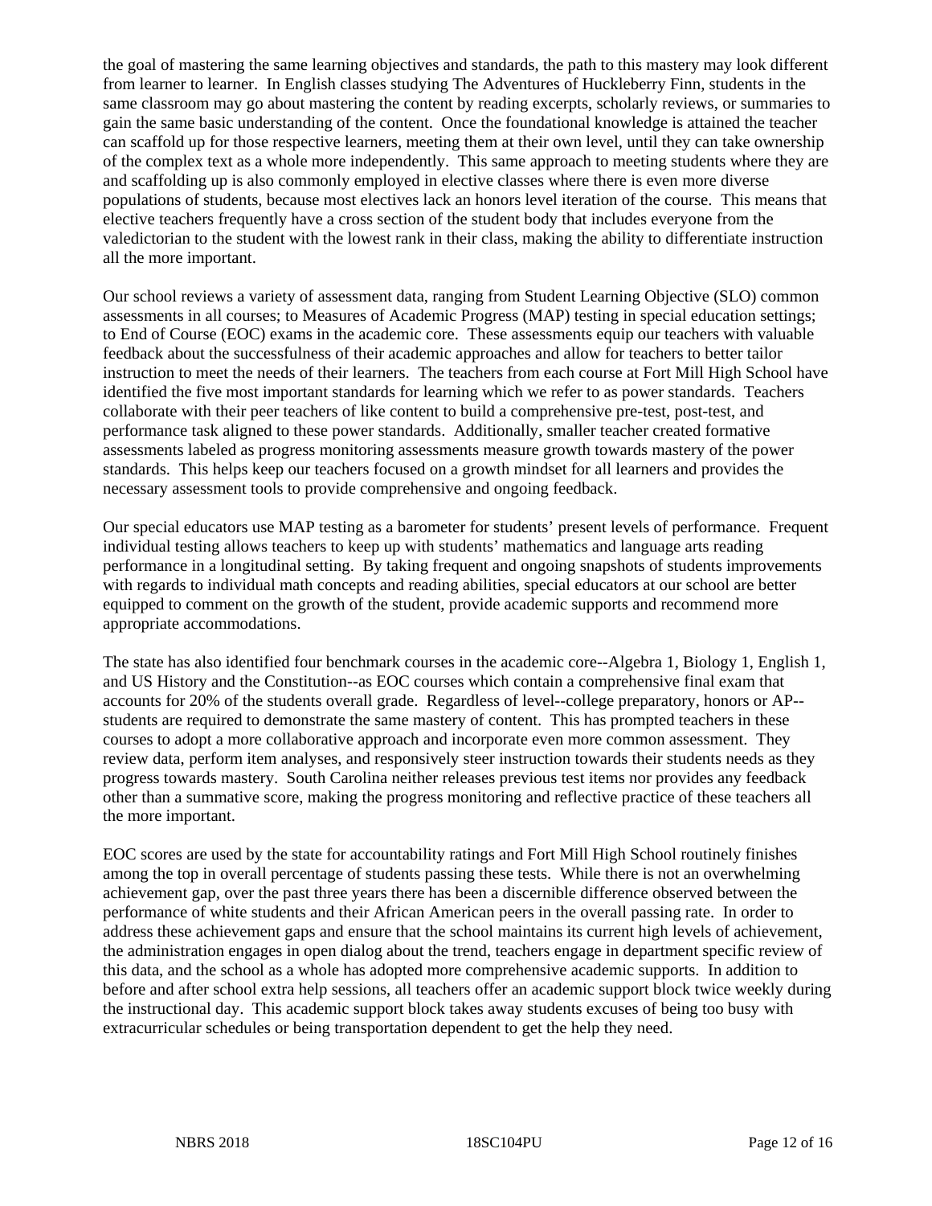the goal of mastering the same learning objectives and standards, the path to this mastery may look different from learner to learner. In English classes studying The Adventures of Huckleberry Finn, students in the same classroom may go about mastering the content by reading excerpts, scholarly reviews, or summaries to gain the same basic understanding of the content. Once the foundational knowledge is attained the teacher can scaffold up for those respective learners, meeting them at their own level, until they can take ownership of the complex text as a whole more independently. This same approach to meeting students where they are and scaffolding up is also commonly employed in elective classes where there is even more diverse populations of students, because most electives lack an honors level iteration of the course. This means that elective teachers frequently have a cross section of the student body that includes everyone from the valedictorian to the student with the lowest rank in their class, making the ability to differentiate instruction all the more important.

Our school reviews a variety of assessment data, ranging from Student Learning Objective (SLO) common assessments in all courses; to Measures of Academic Progress (MAP) testing in special education settings; to End of Course (EOC) exams in the academic core. These assessments equip our teachers with valuable feedback about the successfulness of their academic approaches and allow for teachers to better tailor instruction to meet the needs of their learners. The teachers from each course at Fort Mill High School have identified the five most important standards for learning which we refer to as power standards. Teachers collaborate with their peer teachers of like content to build a comprehensive pre-test, post-test, and performance task aligned to these power standards. Additionally, smaller teacher created formative assessments labeled as progress monitoring assessments measure growth towards mastery of the power standards. This helps keep our teachers focused on a growth mindset for all learners and provides the necessary assessment tools to provide comprehensive and ongoing feedback.

Our special educators use MAP testing as a barometer for students' present levels of performance. Frequent individual testing allows teachers to keep up with students' mathematics and language arts reading performance in a longitudinal setting. By taking frequent and ongoing snapshots of students improvements with regards to individual math concepts and reading abilities, special educators at our school are better equipped to comment on the growth of the student, provide academic supports and recommend more appropriate accommodations.

The state has also identified four benchmark courses in the academic core--Algebra 1, Biology 1, English 1, and US History and the Constitution--as EOC courses which contain a comprehensive final exam that accounts for 20% of the students overall grade. Regardless of level--college preparatory, honors or AP--students are required to demonstrate the same mastery of content. This has prompted teachers in these courses to adopt a more collaborative approach and incorporate even more common assessment. They review data, perform item analyses, and responsively steer instruction towards their students needs as they progress towards mastery. South Carolina neither releases previous test items nor provides any feedback other than a summative score, making the progress monitoring and reflective practice of these teachers all the more important.

EOC scores are used by the state for accountability ratings and Fort Mill High School routinely finishes among the top in overall percentage of students passing these tests. While there is not an overwhelming achievement gap, over the past three years there has been a discernible difference observed between the performance of white students and their African American peers in the overall passing rate. In order to address these achievement gaps and ensure that the school maintains its current high levels of achievement, the administration engages in open dialog about the trend, teachers engage in department specific review of this data, and the school as a whole has adopted more comprehensive academic supports. In addition to before and after school extra help sessions, all teachers offer an academic support block twice weekly during the instructional day. This academic support block takes away students excuses of being too busy with extracurricular schedules or being transportation dependent to get the help they need.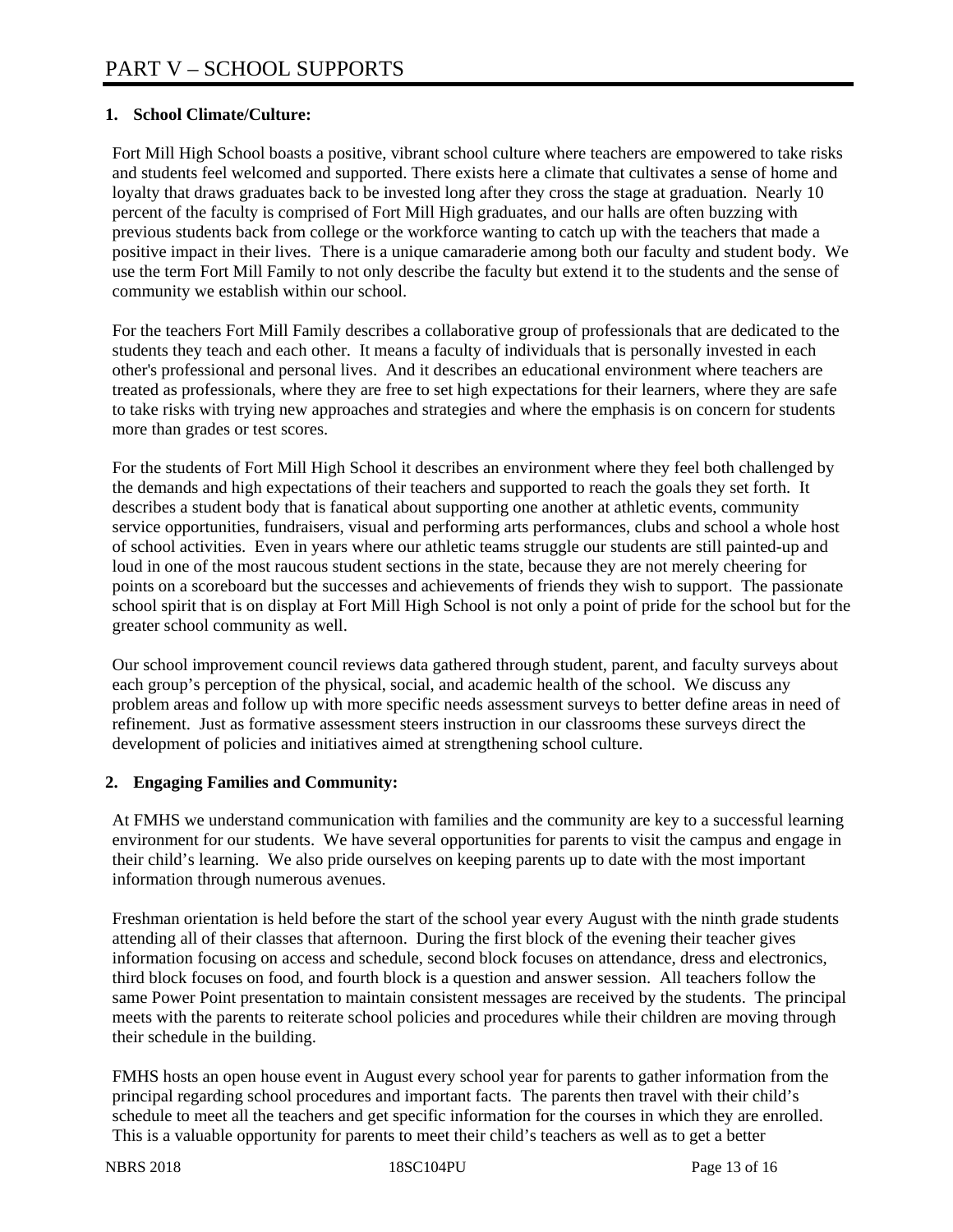# PART V – SCHOOL SUPPORTS

**1. School Climate/Culture:**

Fort Mill High School boasts a positive, vibrant school culture where teachers are empowered to take risks and students feel welcomed and supported. There exists here a climate that cultivates a sense of home and loyalty that draws graduates back to be invested long after they cross the stage at graduation. Nearly 10 percent of the faculty is comprised of Fort Mill High graduates, and our halls are often buzzing with previous students back from college or the workforce wanting to catch up with the teachers that made a positive impact in their lives. There is a unique camaraderie among both our faculty and student body. We use the term Fort Mill Family to not only describe the faculty but extend it to the students and the sense of community we establish within our school.

For the teachers Fort Mill Family describes a collaborative group of professionals that are dedicated to the students they teach and each other. It means a faculty of individuals that is personally invested in each other's professional and personal lives. And it describes an educational environment where teachers are treated as professionals, where they are free to set high expectations for their learners, where they are safe to take risks with trying new approaches and strategies and where the emphasis is on concern for students more than grades or test scores.

For the students of Fort Mill High School it describes an environment where they feel both challenged by the demands and high expectations of their teachers and supported to reach the goals they set forth. It describes a student body that is fanatical about supporting one another at athletic events, community service opportunities, fundraisers, visual and performing arts performances, clubs and school a whole host of school activities. Even in years where our athletic teams struggle our students are still painted-up and loud in one of the most raucous student sections in the state, because they are not merely cheering for points on a scoreboard but the successes and achievements of friends they wish to support. The passionate school spirit that is on display at Fort Mill High School is not only a point of pride for the school but for the greater school community as well.

Our school improvement council reviews data gathered through student, parent, and faculty surveys about each group's perception of the physical, social, and academic health of the school. We discuss any problem areas and follow up with more specific needs assessment surveys to better define areas in need of refinement. Just as formative assessment steers instruction in our classrooms these surveys direct the development of policies and initiatives aimed at strengthening school culture.

**2. Engaging Families and Community:**

At FMHS we understand communication with families and the community are key to a successful learning environment for our students. We have several opportunities for parents to visit the campus and engage in their child's learning. We also pride ourselves on keeping parents up to date with the most important information through numerous avenues.

Freshman orientation is held before the start of the school year every August with the ninth grade students attending all of their classes that afternoon. During the first block of the evening their teacher gives information focusing on access and schedule, second block focuses on attendance, dress and electronics, third block focuses on food, and fourth block is a question and answer session. All teachers follow the same Power Point presentation to maintain consistent messages are received by the students. The principal meets with the parents to reiterate school policies and procedures while their children are moving through their schedule in the building.

FMHS hosts an open house event in August every school year for parents to gather information from the principal regarding school procedures and important facts. The parents then travel with their child's schedule to meet all the teachers and get specific information for the courses in which they are enrolled. This is a valuable opportunity for parents to meet their child's teachers as well as to get a better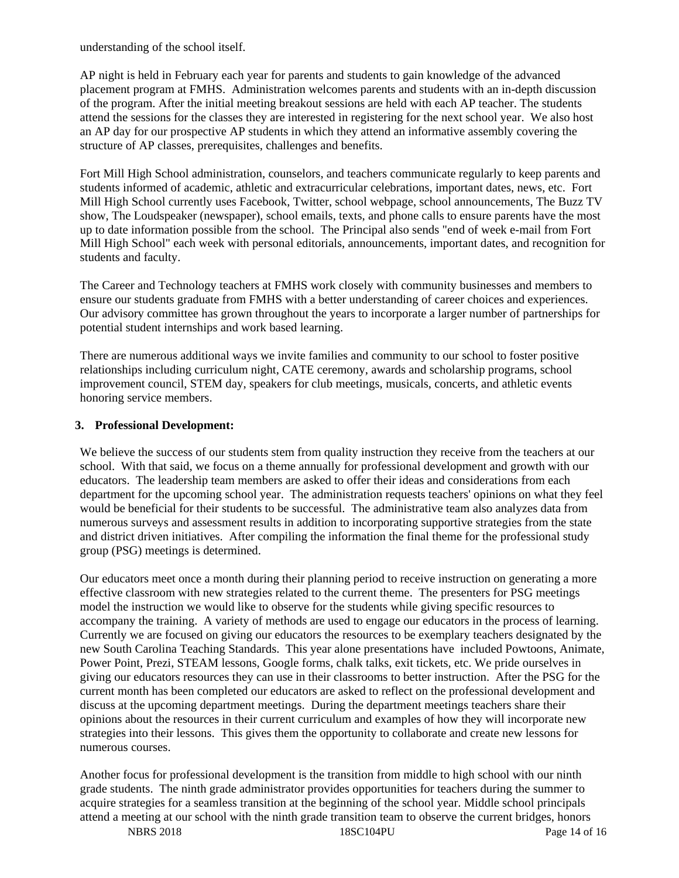understanding of the school itself.

AP night is held in February each year for parents and students to gain knowledge of the advanced placement program at FMHS. Administration welcomes parents and students with an in-depth discussion of the program. After the initial meeting breakout sessions are held with each AP teacher. The students attend the sessions for the classes they are interested in registering for the next school year. We also host an AP day for our prospective AP students in which they attend an informative assembly covering the structure of AP classes, prerequisites, challenges and benefits.

Fort Mill High School administration, counselors, and teachers communicate regularly to keep parents and students informed of academic, athletic and extracurricular celebrations, important dates, news, etc. Fort Mill High School currently uses Facebook, Twitter, school webpage, school announcements, The Buzz TV show, The Loudspeaker (newspaper), school emails, texts, and phone calls to ensure parents have the most up to date information possible from the school. The Principal also sends "end of week e-mail from Fort Mill High School" each week with personal editorials, announcements, important dates, and recognition for students and faculty.

The Career and Technology teachers at FMHS work closely with community businesses and members to ensure our students graduate from FMHS with a better understanding of career choices and experiences. Our advisory committee has grown throughout the years to incorporate a larger number of partnerships for potential student internships and work based learning.

There are numerous additional ways we invite families and community to our school to foster positive relationships including curriculum night, CATE ceremony, awards and scholarship programs, school improvement council, STEM day, speakers for club meetings, musicals, concerts, and athletic events honoring service members.

**3. Professional Development:**

We believe the success of our students stem from quality instruction they receive from the teachers at our school. With that said, we focus on a theme annually for professional development and growth with our educators. The leadership team members are asked to offer their ideas and considerations from each department for the upcoming school year. The administration requests teachers' opinions on what they feel would be beneficial for their students to be successful. The administrative team also analyzes data from numerous surveys and assessment results in addition to incorporating supportive strategies from the state and district driven initiatives. After compiling the information the final theme for the professional study group (PSG) meetings is determined.

Our educators meet once a month during their planning period to receive instruction on generating a more effective classroom with new strategies related to the current theme. The presenters for PSG meetings model the instruction we would like to observe for the students while giving specific resources to accompany the training. A variety of methods are used to engage our educators in the process of learning. Currently we are focused on giving our educators the resources to be exemplary teachers designated by the new South Carolina Teaching Standards. This year alone presentations have included Powtoons, Animate, Power Point, Prezi, STEAM lessons, Google forms, chalk talks, exit tickets, etc. We pride ourselves in giving our educators resources they can use in their classrooms to better instruction. After the PSG for the current month has been completed our educators are asked to reflect on the professional development and discuss at the upcoming department meetings. During the department meetings teachers share their opinions about the resources in their current curriculum and examples of how they will incorporate new strategies into their lessons. This gives them the opportunity to collaborate and create new lessons for numerous courses.

Another focus for professional development is the transition from middle to high school with our ninth grade students. The ninth grade administrator provides opportunities for teachers during the summer to acquire strategies for a seamless transition at the beginning of the school year. Middle school principals attend a meeting at our school with the ninth grade transition team to observe the current bridges, honors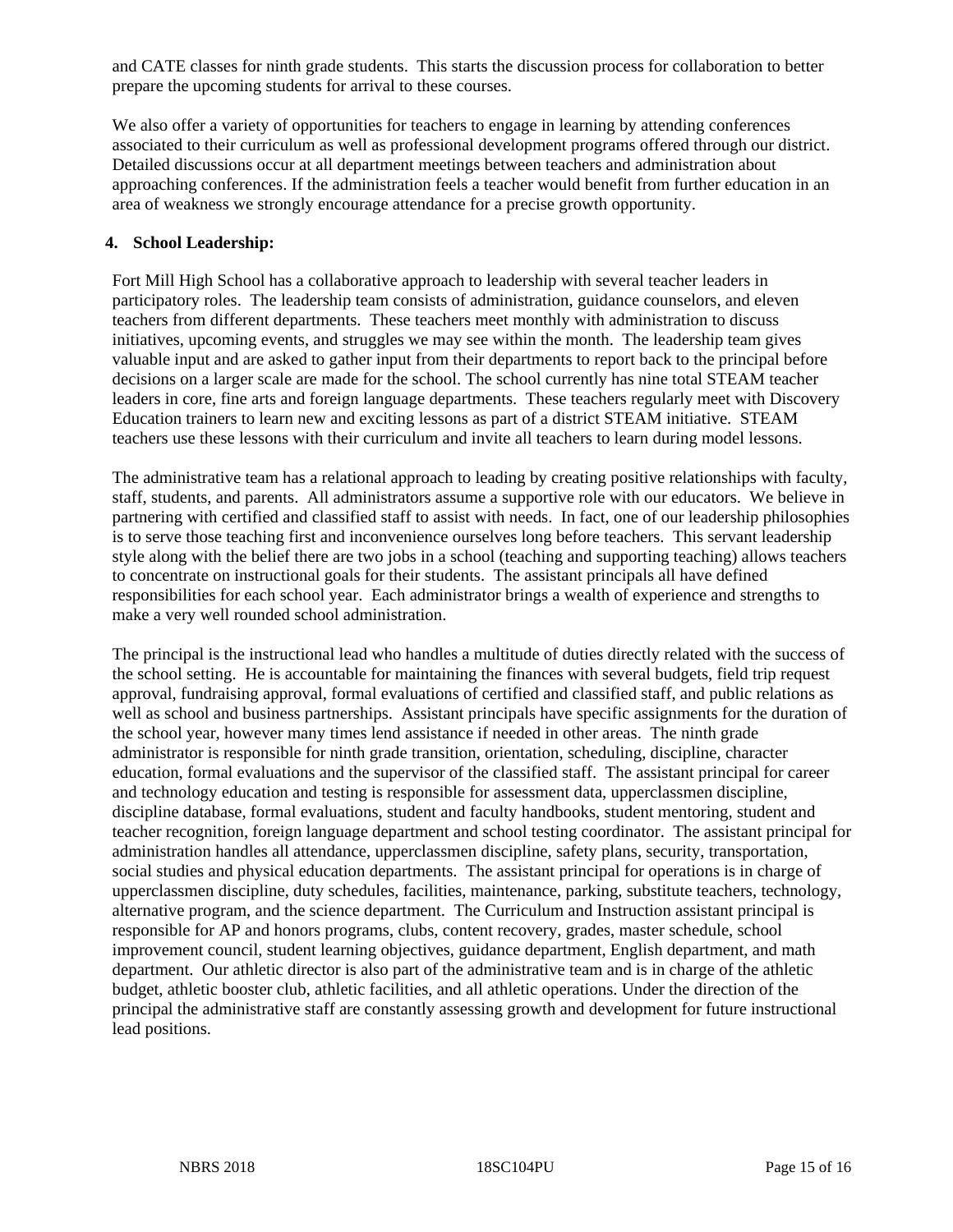and CATE classes for ninth grade students. This starts the discussion process for collaboration to better prepare the upcoming students for arrival to these courses.

We also offer a variety of opportunities for teachers to engage in learning by attending conferences associated to their curriculum as well as professional development programs offered through our district. Detailed discussions occur at all department meetings between teachers and administration about approaching conferences. If the administration feels a teacher would benefit from further education in an area of weakness we strongly encourage attendance for a precise growth opportunity.

**4. School Leadership:**

Fort Mill High School has a collaborative approach to leadership with several teacher leaders in participatory roles. The leadership team consists of administration, guidance counselors, and eleven teachers from different departments. These teachers meet monthly with administration to discuss initiatives, upcoming events, and struggles we may see within the month. The leadership team gives valuable input and are asked to gather input from their departments to report back to the principal before decisions on a larger scale are made for the school. The school currently has nine total STEAM teacher leaders in core, fine arts and foreign language departments. These teachers regularly meet with Discovery Education trainers to learn new and exciting lessons as part of a district STEAM initiative. STEAM teachers use these lessons with their curriculum and invite all teachers to learn during model lessons.

The administrative team has a relational approach to leading by creating positive relationships with faculty, staff, students, and parents. All administrators assume a supportive role with our educators. We believe in partnering with certified and classified staff to assist with needs. In fact, one of our leadership philosophies is to serve those teaching first and inconvenience ourselves long before teachers. This servant leadership style along with the belief there are two jobs in a school (teaching and supporting teaching) allows teachers to concentrate on instructional goals for their students. The assistant principals all have defined responsibilities for each school year. Each administrator brings a wealth of experience and strengths to make a very well rounded school administration.

The principal is the instructional lead who handles a multitude of duties directly related with the success of the school setting. He is accountable for maintaining the finances with several budgets, field trip request approval, fundraising approval, formal evaluations of certified and classified staff, and public relations as well as school and business partnerships. Assistant principals have specific assignments for the duration of the school year, however many times lend assistance if needed in other areas. The ninth grade administrator is responsible for ninth grade transition, orientation, scheduling, discipline, character education, formal evaluations and the supervisor of the classified staff. The assistant principal for career and technology education and testing is responsible for assessment data, upperclassmen discipline, discipline database, formal evaluations, student and faculty handbooks, student mentoring, student and teacher recognition, foreign language department and school testing coordinator. The assistant principal for administration handles all attendance, upperclassmen discipline, safety plans, security, transportation, social studies and physical education departments. The assistant principal for operations is in charge of upperclassmen discipline, duty schedules, facilities, maintenance, parking, substitute teachers, technology, alternative program, and the science department. The Curriculum and Instruction assistant principal is responsible for AP and honors programs, clubs, content recovery, grades, master schedule, school improvement council, student learning objectives, guidance department, English department, and math department. Our athletic director is also part of the administrative team and is in charge of the athletic budget, athletic booster club, athletic facilities, and all athletic operations. Under the direction of the principal the administrative staff are constantly assessing growth and development for future instructional lead positions.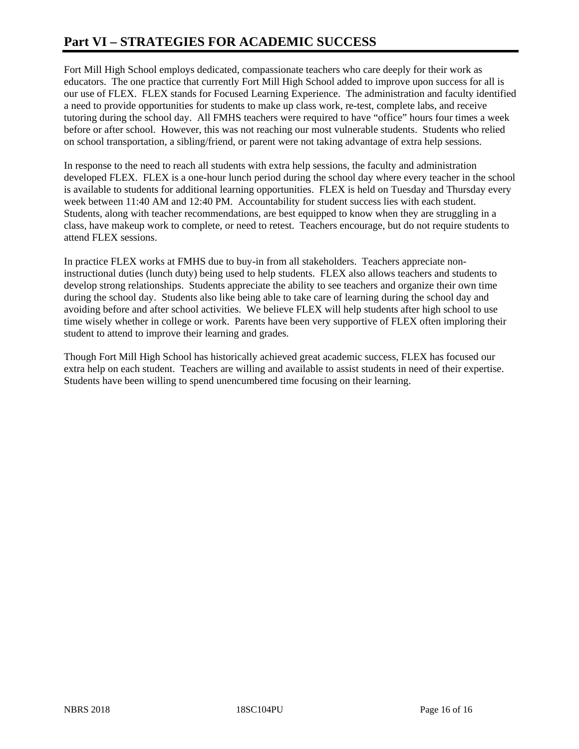# Part VI – STRATEGIES FOR ACADEMIC SUCCESS

Fort Mill High School employs dedicated, compassionate teachers who care deeply for their work as educators. The one practice that currently Fort Mill High School added to improve upon success for all is our use of FLEX. FLEX stands for Focused Learning Experience. The administration and faculty identified a need to provide opportunities for students to make up class work, re-test, complete labs, and receive tutoring during the school day. All FMHS teachers were required to have "office" hours four times a week before or after school. However, this was not reaching our most vulnerable students. Students who relied on school transportation, a sibling/friend, or parent were not taking advantage of extra help sessions.

In response to the need to reach all students with extra help sessions, the faculty and administration developed FLEX. FLEX is a one-hour lunch period during the school day where every teacher in the school is available to students for additional learning opportunities. FLEX is held on Tuesday and Thursday every week between 11:40 AM and 12:40 PM. Accountability for student success lies with each student. Students, along with teacher recommendations, are best equipped to know when they are struggling in a class, have makeup work to complete, or need to retest. Teachers encourage, but do not require students to attend FLEX sessions.

In practice FLEX works at FMHS due to buy-in from all stakeholders. Teachers appreciate non-instructional duties (lunch duty) being used to help students. FLEX also allows teachers and students to develop strong relationships. Students appreciate the ability to see teachers and organize their own time during the school day. Students also like being able to take care of learning during the school day and avoiding before and after school activities. We believe FLEX will help students after high school to use time wisely whether in college or work. Parents have been very supportive of FLEX often imploring their student to attend to improve their learning and grades.

Though Fort Mill High School has historically achieved great academic success, FLEX has focused our extra help on each student. Teachers are willing and available to assist students in need of their expertise. Students have been willing to spend unencumbered time focusing on their learning.